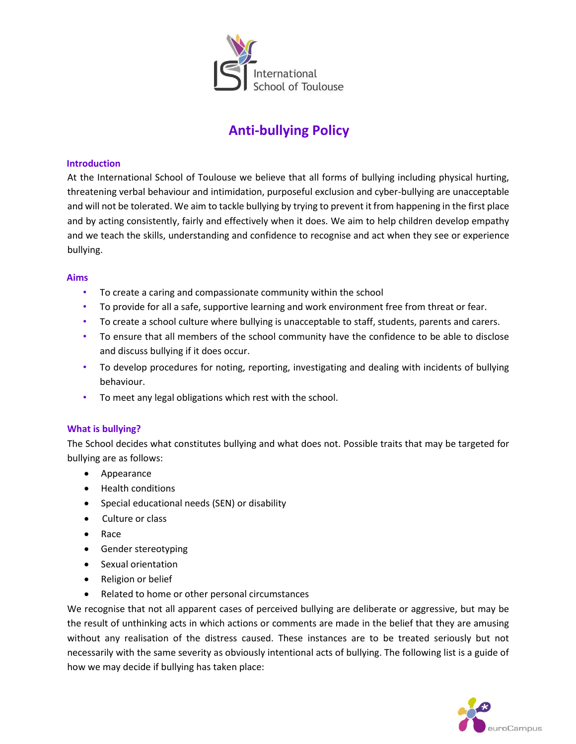# Anti-bullying Policy

## Introduction

At the International School of Toulouse we believe that all forms of bullying including physical hurting, threatening verbal behaviour and intimidation, purposeful exclusion and cyber-bullying are unacceptable and will not be tolerated. We aim to tackle bullying by trying to prevent it from happening in the first place and by acting consistently, fairly and effectively when it does. We aim to help children develop empathy and we teach the skills, understanding and confidence to recognise and act when they see or experience bullying.

## Aims

- To create a caring and compassionate community within the school
- To provide for all a safe, supportive learning and work environment free from threat or fear.
- To create a school culture where bullying is unacceptable to staff, students, parents and carers.
- To ensure that all members of the school community have the confidence to be able to disclose and discuss bullying if it does occur.
- To develop procedures for noting, reporting, investigating and dealing with incidents of bullying behaviour.
- To meet any legal obligations which rest with the school.

## What is bullying?

The School decides what constitutes bullying and what does not. Possible traits that may be targeted for bullying are as follows:

- Appearance
- Health conditions
- Special educational needs (SEN) or disability
- Culture or class
- Race
- Gender stereotyping
- Sexual orientation
- Religion or belief
- Related to home or other personal circumstances

We recognise that not all apparent cases of perceived bullying are deliberate or aggressive, but may be the result of unthinking acts in which actions or comments are made in the belief that they are amusing without any realisation of the distress caused. These instances are to be treated seriously but not necessarily with the same severity as obviously intentional acts of bullying. The following list is a guide of how we may decide if bullying has taken place: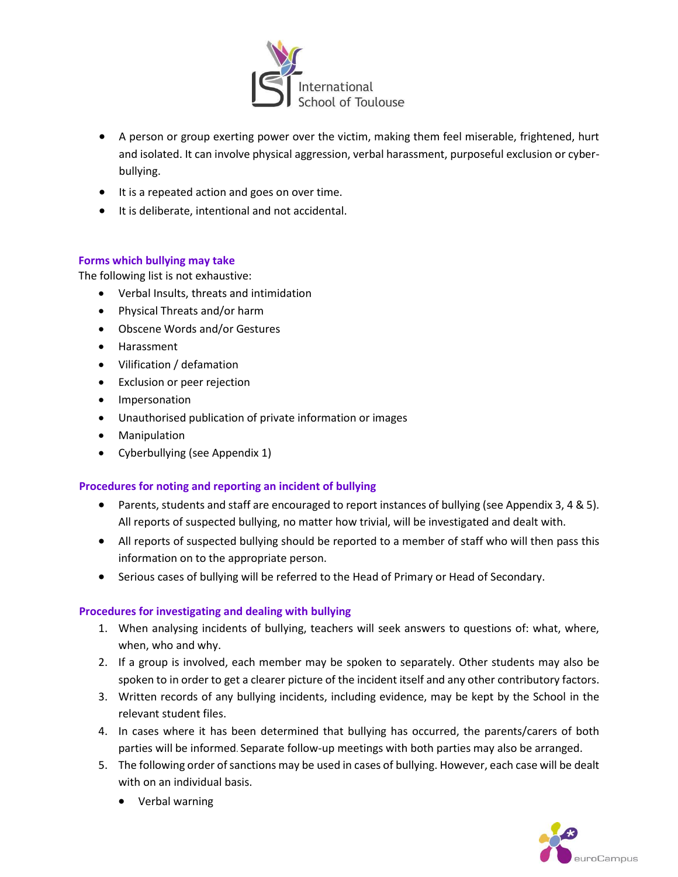- A person or group exerting power over the victim, making them feel miserable, frightened, hurt and isolated. It can involve physical aggression, verbal harassment, purposeful exclusion or cyber-bullying.
- It is a repeated action and goes on over time.
- It is deliberate, intentional and not accidental.

### Forms which bullying may take

The following list is not exhaustive:

- Verbal Insults, threats and intimidation
- Physical Threats and/or harm
- Obscene Words and/or Gestures
- Harassment
- Vilification / defamation
- Exclusion or peer rejection
- Impersonation
- Unauthorised publication of private information or images
- Manipulation
- Cyberbullying (see Appendix 1)

### Procedures for noting and reporting an incident of bullying

- Parents, students and staff are encouraged to report instances of bullying (see Appendix 3, 4 & 5). All reports of suspected bullying, no matter how trivial, will be investigated and dealt with.
- All reports of suspected bullying should be reported to a member of staff who will then pass this information on to the appropriate person.
- Serious cases of bullying will be referred to the Head of Primary or Head of Secondary.

### Procedures for investigating and dealing with bullying

1. When analysing incidents of bullying, teachers will seek answers to questions of: what, where, when, who and why.
2. If a group is involved, each member may be spoken to separately. Other students may also be spoken to in order to get a clearer picture of the incident itself and any other contributory factors.
3. Written records of any bullying incidents, including evidence, may be kept by the School in the relevant student files.
4. In cases where it has been determined that bullying has occurred, the parents/carers of both parties will be informed. Separate follow-up meetings with both parties may also be arranged.
5. The following order of sanctions may be used in cases of bullying. However, each case will be dealt with on an individual basis.
   - Verbal warning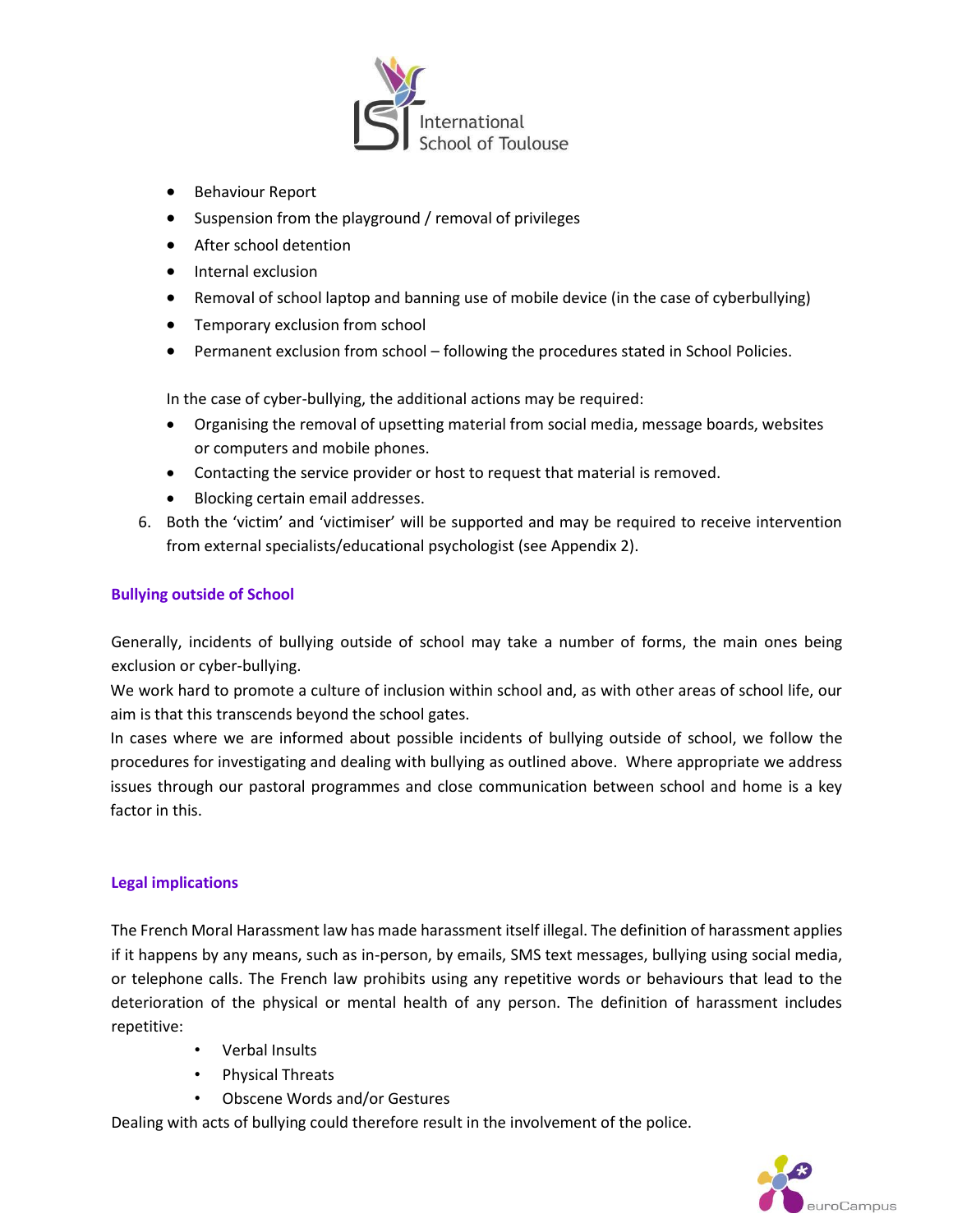- Behaviour Report
- Suspension from the playground / removal of privileges
- After school detention
- Internal exclusion
- Removal of school laptop and banning use of mobile device (in the case of cyberbullying)
- Temporary exclusion from school
- Permanent exclusion from school – following the procedures stated in School Policies.

In the case of cyber-bullying, the additional actions may be required:

- Organising the removal of upsetting material from social media, message boards, websites or computers and mobile phones.
- Contacting the service provider or host to request that material is removed.
- Blocking certain email addresses.

6. Both the 'victim' and 'victimiser' will be supported and may be required to receive intervention from external specialists/educational psychologist (see Appendix 2).

## Bullying outside of School

Generally, incidents of bullying outside of school may take a number of forms, the main ones being exclusion or cyber-bullying.
We work hard to promote a culture of inclusion within school and, as with other areas of school life, our aim is that this transcends beyond the school gates.
In cases where we are informed about possible incidents of bullying outside of school, we follow the procedures for investigating and dealing with bullying as outlined above. Where appropriate we address issues through our pastoral programmes and close communication between school and home is a key factor in this.

## Legal implications

The French Moral Harassment law has made harassment itself illegal. The definition of harassment applies if it happens by any means, such as in-person, by emails, SMS text messages, bullying using social media, or telephone calls. The French law prohibits using any repetitive words or behaviours that lead to the deterioration of the physical or mental health of any person. The definition of harassment includes repetitive:

- Verbal Insults
- Physical Threats
- Obscene Words and/or Gestures

Dealing with acts of bullying could therefore result in the involvement of the police.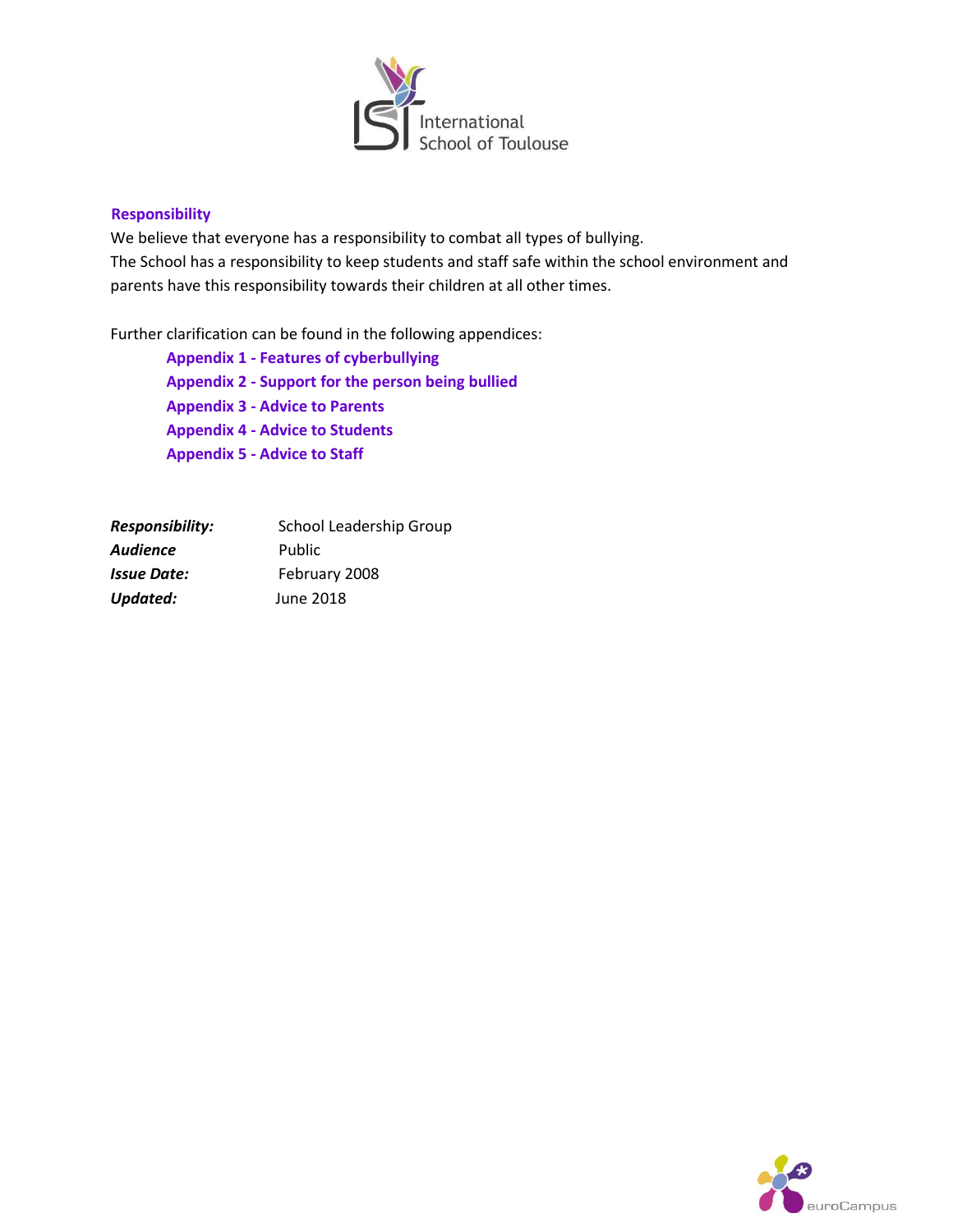## Responsibility

We believe that everyone has a responsibility to combat all types of bullying.
The School has a responsibility to keep students and staff safe within the school environment and parents have this responsibility towards their children at all other times.

Further clarification can be found in the following appendices:

- **Appendix 1 - Features of cyberbullying**
- **Appendix 2 - Support for the person being bullied**
- **Appendix 3 - Advice to Parents**
- **Appendix 4 - Advice to Students**
- **Appendix 5 - Advice to Staff**

|  |  |
|---|---|
| ***Responsibility:*** | School Leadership Group |
| ***Audience*** | Public |
| ***Issue Date:*** | February 2008 |
| ***Updated:*** | June 2018 |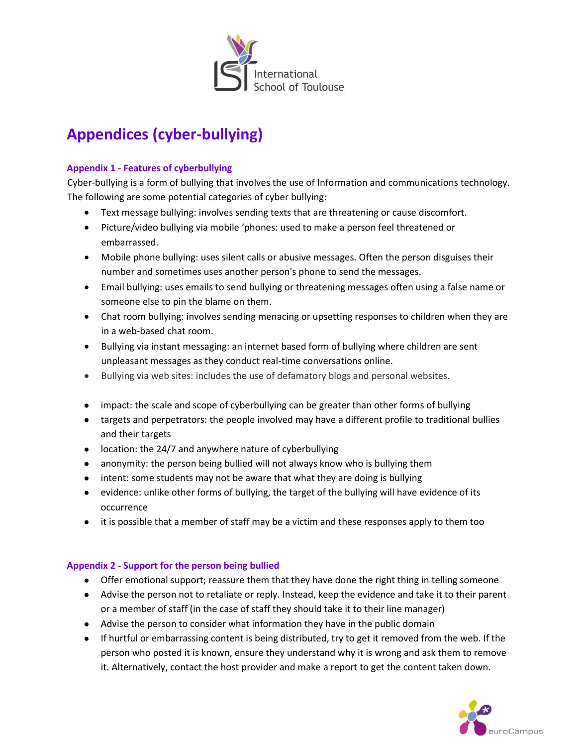# Appendices (cyber-bullying)

### Appendix 1 - Features of cyberbullying

Cyber-bullying is a form of bullying that involves the use of Information and communications technology. The following are some potential categories of cyber bullying:

- Text message bullying: involves sending texts that are threatening or cause discomfort.
- Picture/video bullying via mobile 'phones: used to make a person feel threatened or embarrassed.
- Mobile phone bullying: uses silent calls or abusive messages. Often the person disguises their number and sometimes uses another person's phone to send the messages.
- Email bullying: uses emails to send bullying or threatening messages often using a false name or someone else to pin the blame on them.
- Chat room bullying: involves sending menacing or upsetting responses to children when they are in a web-based chat room.
- Bullying via instant messaging: an internet based form of bullying where children are sent unpleasant messages as they conduct real-time conversations online.
- Bullying via web sites: includes the use of defamatory blogs and personal websites.

- impact: the scale and scope of cyberbullying can be greater than other forms of bullying
- targets and perpetrators: the people involved may have a different profile to traditional bullies and their targets
- location: the 24/7 and anywhere nature of cyberbullying
- anonymity: the person being bullied will not always know who is bullying them
- intent: some students may not be aware that what they are doing is bullying
- evidence: unlike other forms of bullying, the target of the bullying will have evidence of its occurrence
- it is possible that a member of staff may be a victim and these responses apply to them too

### Appendix 2 - Support for the person being bullied

- Offer emotional support; reassure them that they have done the right thing in telling someone
- Advise the person not to retaliate or reply. Instead, keep the evidence and take it to their parent or a member of staff (in the case of staff they should take it to their line manager)
- Advise the person to consider what information they have in the public domain
- If hurtful or embarrassing content is being distributed, try to get it removed from the web. If the person who posted it is known, ensure they understand why it is wrong and ask them to remove it. Alternatively, contact the host provider and make a report to get the content taken down.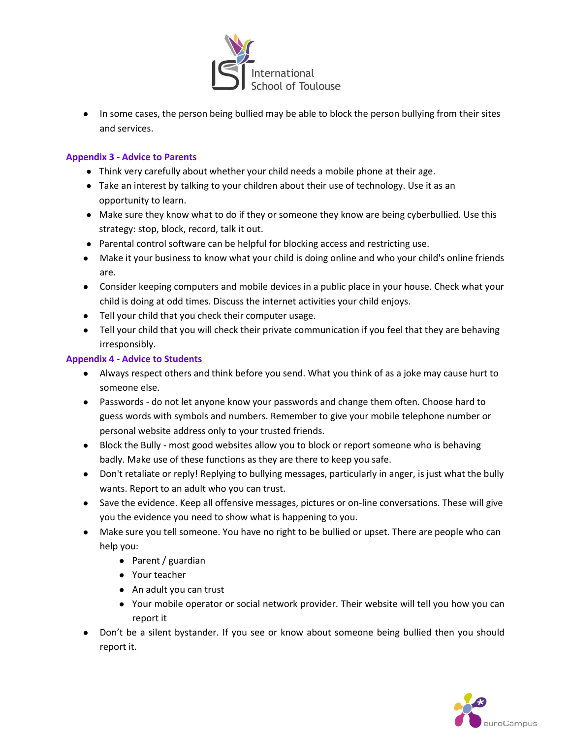- In some cases, the person being bullied may be able to block the person bullying from their sites and services.

## Appendix 3 - Advice to Parents

- Think very carefully about whether your child needs a mobile phone at their age.
- Take an interest by talking to your children about their use of technology. Use it as an opportunity to learn.
- Make sure they know what to do if they or someone they know are being cyberbullied. Use this strategy: stop, block, record, talk it out.
- Parental control software can be helpful for blocking access and restricting use.
- Make it your business to know what your child is doing online and who your child's online friends are.
- Consider keeping computers and mobile devices in a public place in your house. Check what your child is doing at odd times. Discuss the internet activities your child enjoys.
- Tell your child that you check their computer usage.
- Tell your child that you will check their private communication if you feel that they are behaving irresponsibly.

## Appendix 4 - Advice to Students

- Always respect others and think before you send. What you think of as a joke may cause hurt to someone else.
- Passwords - do not let anyone know your passwords and change them often. Choose hard to guess words with symbols and numbers. Remember to give your mobile telephone number or personal website address only to your trusted friends.
- Block the Bully - most good websites allow you to block or report someone who is behaving badly. Make use of these functions as they are there to keep you safe.
- Don't retaliate or reply! Replying to bullying messages, particularly in anger, is just what the bully wants. Report to an adult who you can trust.
- Save the evidence. Keep all offensive messages, pictures or on-line conversations. These will give you the evidence you need to show what is happening to you.
- Make sure you tell someone. You have no right to be bullied or upset. There are people who can help you:
  - Parent / guardian
  - Your teacher
  - An adult you can trust
  - Your mobile operator or social network provider. Their website will tell you how you can report it
- Don't be a silent bystander. If you see or know about someone being bullied then you should report it.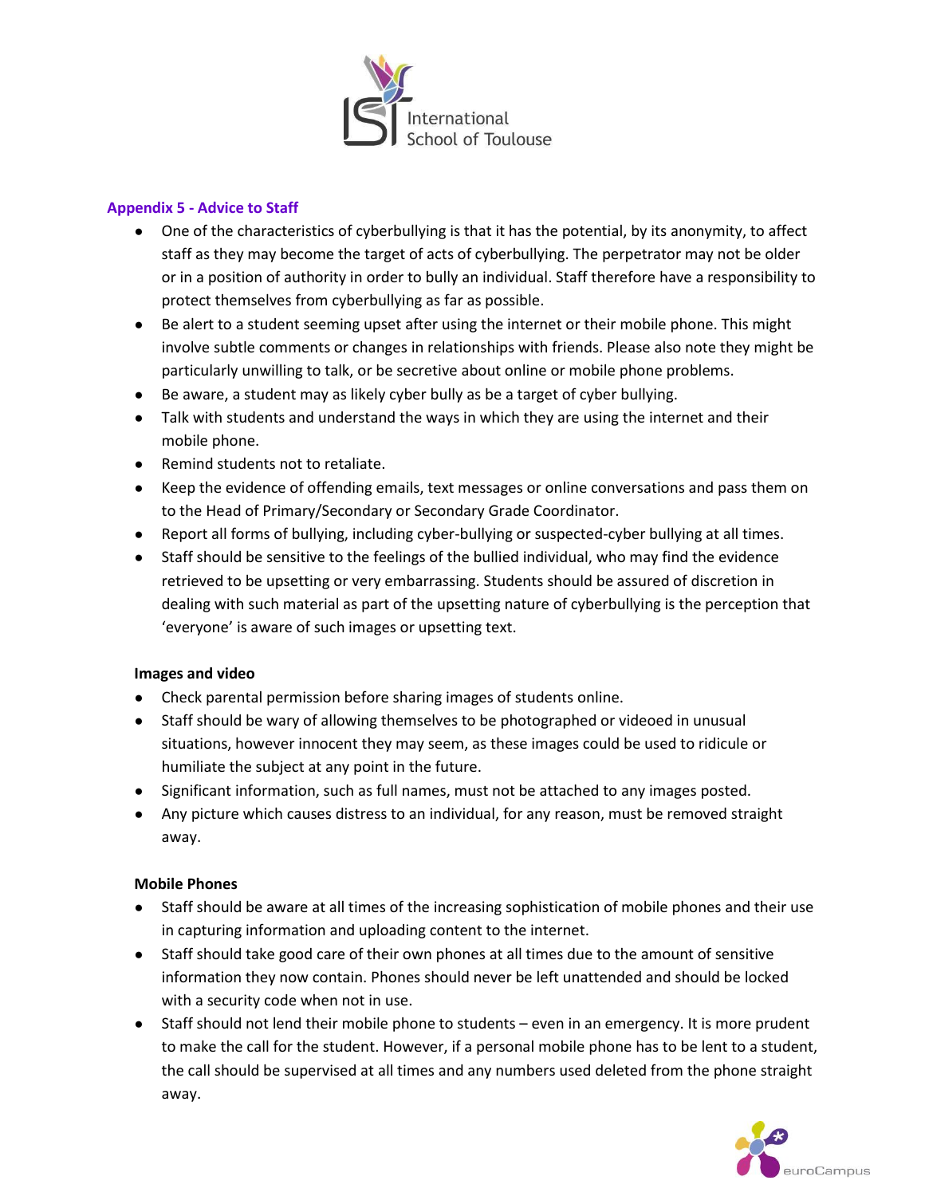## Appendix 5 - Advice to Staff

- One of the characteristics of cyberbullying is that it has the potential, by its anonymity, to affect staff as they may become the target of acts of cyberbullying. The perpetrator may not be older or in a position of authority in order to bully an individual. Staff therefore have a responsibility to protect themselves from cyberbullying as far as possible.
- Be alert to a student seeming upset after using the internet or their mobile phone. This might involve subtle comments or changes in relationships with friends. Please also note they might be particularly unwilling to talk, or be secretive about online or mobile phone problems.
- Be aware, a student may as likely cyber bully as be a target of cyber bullying.
- Talk with students and understand the ways in which they are using the internet and their mobile phone.
- Remind students not to retaliate.
- Keep the evidence of offending emails, text messages or online conversations and pass them on to the Head of Primary/Secondary or Secondary Grade Coordinator.
- Report all forms of bullying, including cyber-bullying or suspected-cyber bullying at all times.
- Staff should be sensitive to the feelings of the bullied individual, who may find the evidence retrieved to be upsetting or very embarrassing. Students should be assured of discretion in dealing with such material as part of the upsetting nature of cyberbullying is the perception that 'everyone' is aware of such images or upsetting text.

### Images and video

- Check parental permission before sharing images of students online.
- Staff should be wary of allowing themselves to be photographed or videoed in unusual situations, however innocent they may seem, as these images could be used to ridicule or humiliate the subject at any point in the future.
- Significant information, such as full names, must not be attached to any images posted.
- Any picture which causes distress to an individual, for any reason, must be removed straight away.

### Mobile Phones

- Staff should be aware at all times of the increasing sophistication of mobile phones and their use in capturing information and uploading content to the internet.
- Staff should take good care of their own phones at all times due to the amount of sensitive information they now contain. Phones should never be left unattended and should be locked with a security code when not in use.
- Staff should not lend their mobile phone to students – even in an emergency. It is more prudent to make the call for the student. However, if a personal mobile phone has to be lent to a student, the call should be supervised at all times and any numbers used deleted from the phone straight away.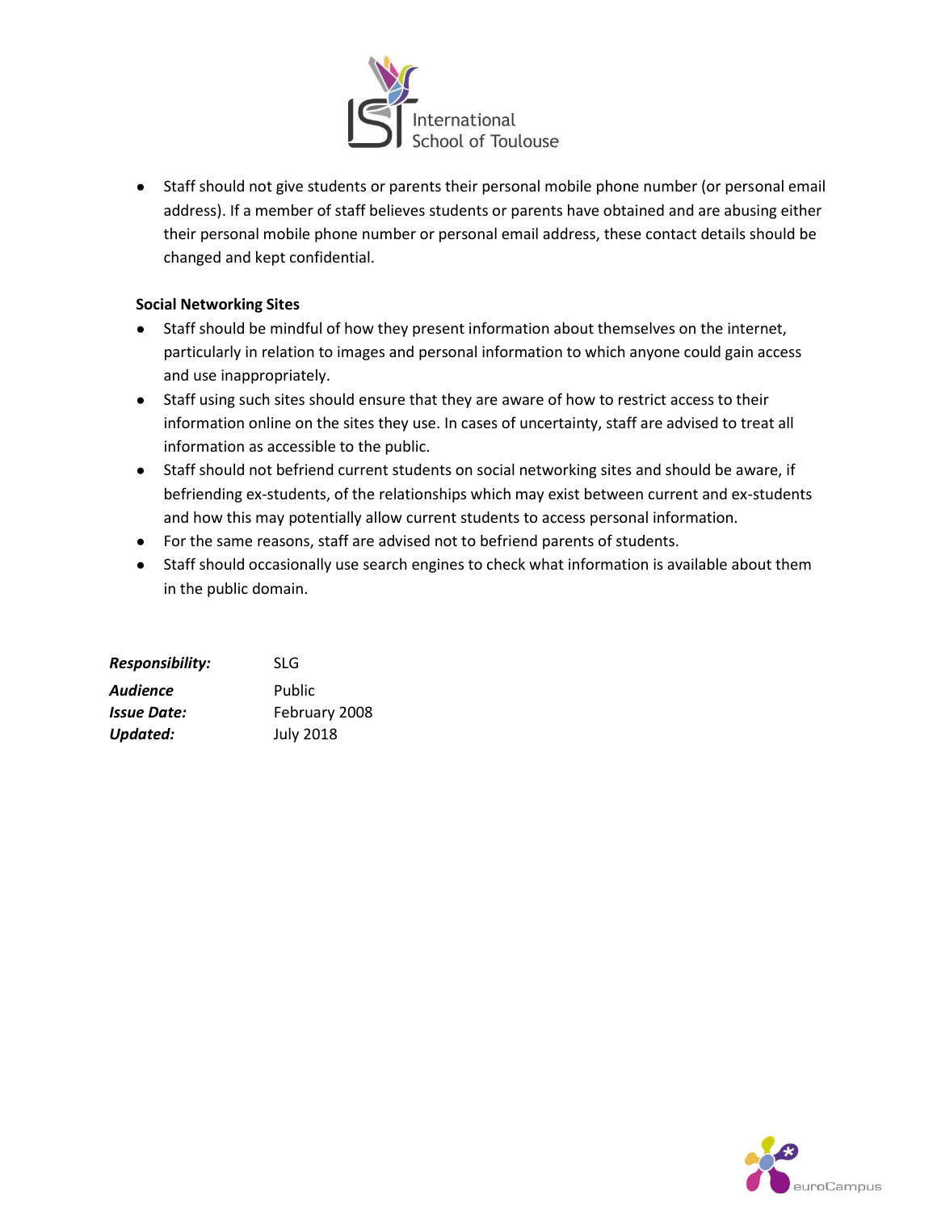- Staff should not give students or parents their personal mobile phone number (or personal email address). If a member of staff believes students or parents have obtained and are abusing either their personal mobile phone number or personal email address, these contact details should be changed and kept confidential.

**Social Networking Sites**

- Staff should be mindful of how they present information about themselves on the internet, particularly in relation to images and personal information to which anyone could gain access and use inappropriately.
- Staff using such sites should ensure that they are aware of how to restrict access to their information online on the sites they use. In cases of uncertainty, staff are advised to treat all information as accessible to the public.
- Staff should not befriend current students on social networking sites and should be aware, if befriending ex-students, of the relationships which may exist between current and ex-students and how this may potentially allow current students to access personal information.
- For the same reasons, staff are advised not to befriend parents of students.
- Staff should occasionally use search engines to check what information is available about them in the public domain.

| | |
|---|---|
| ***Responsibility:*** | SLG |
| ***Audience*** | Public |
| ***Issue Date:*** | February 2008 |
| ***Updated:*** | July 2018 |